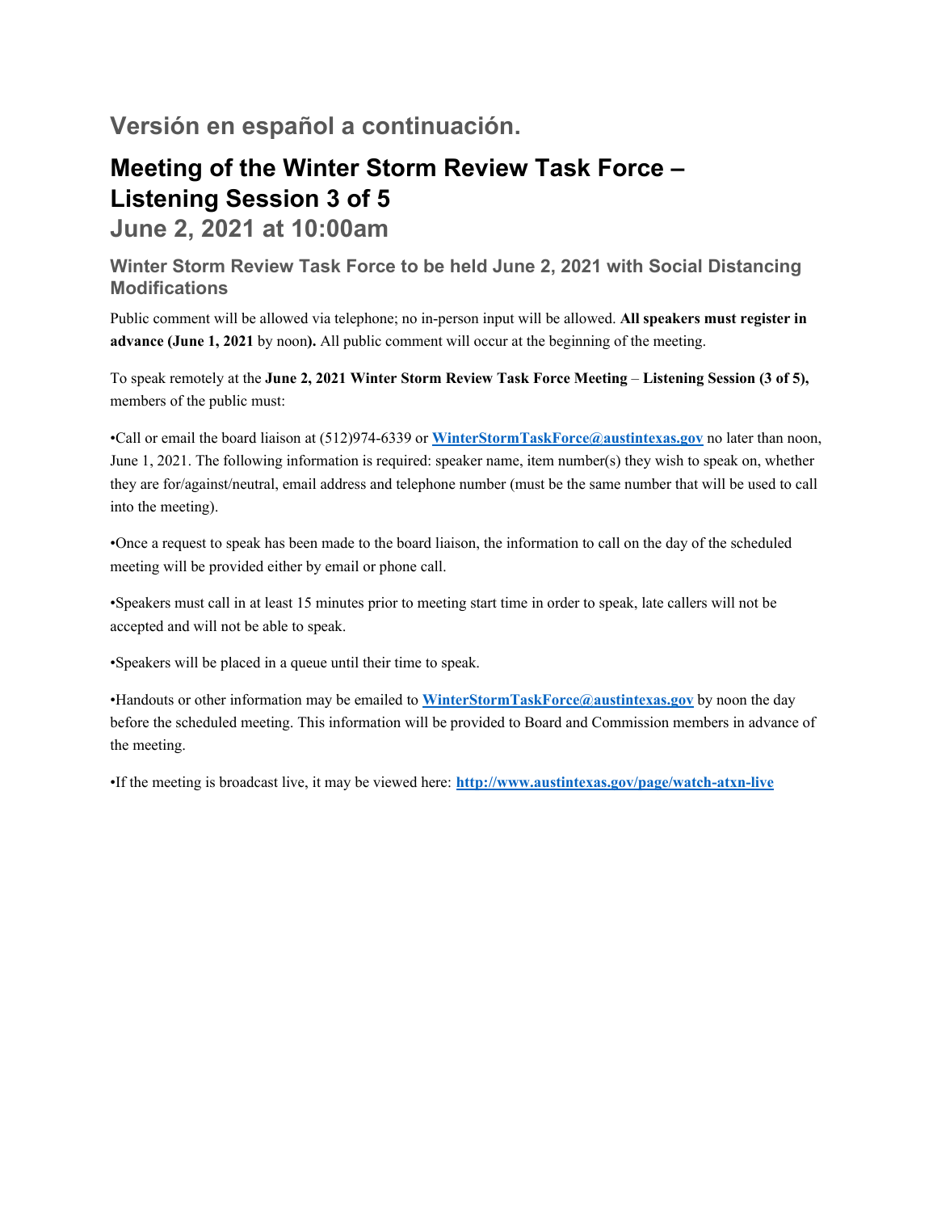## Versión en español a continuación.

# Meeting of the Winter Storm Review Task Force – Listening Session 3 of 5

## June 2, 2021 at 10:00am

### Winter Storm Review Task Force to be held June 2, 2021 with Social Distancing Modifications

Public comment will be allowed via telephone; no in-person input will be allowed. **All speakers must register in advance (June 1, 2021** by noon**).** All public comment will occur at the beginning of the meeting.

To speak remotely at the **June 2, 2021 Winter Storm Review Task Force Meeting** – **Listening Session (3 of 5),** members of the public must:

•Call or email the board liaison at (512)974-6339 or **WinterStormTaskForce@austintexas.gov** no later than noon, June 1, 2021. The following information is required: speaker name, item number(s) they wish to speak on, whether they are for/against/neutral, email address and telephone number (must be the same number that will be used to call into the meeting).

•Once a request to speak has been made to the board liaison, the information to call on the day of the scheduled meeting will be provided either by email or phone call.

•Speakers must call in at least 15 minutes prior to meeting start time in order to speak, late callers will not be accepted and will not be able to speak.

•Speakers will be placed in a queue until their time to speak.

•Handouts or other information may be emailed to **WinterStormTaskForce@austintexas.gov** by noon the day before the scheduled meeting. This information will be provided to Board and Commission members in advance of the meeting.

•If the meeting is broadcast live, it may be viewed here: **http://www.austintexas.gov/page/watch-atxn-live**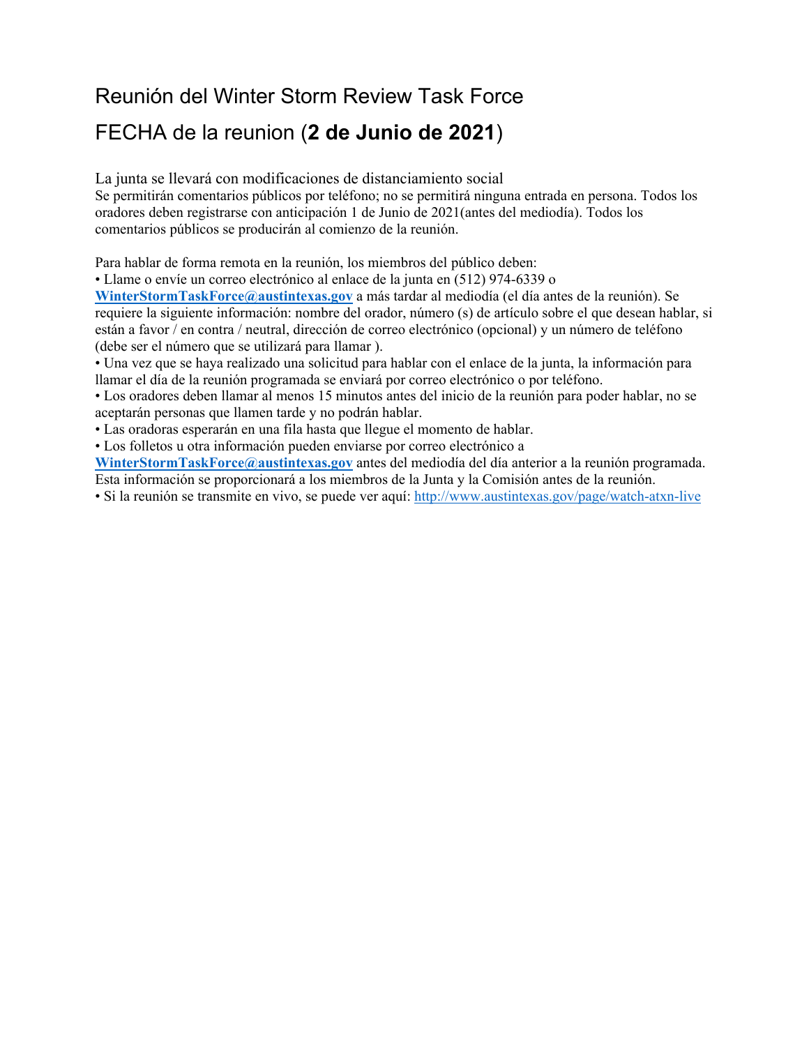# Reunión del Winter Storm Review Task Force

## FECHA de la reunion (**2 de Junio de 2021**)

La junta se llevará con modificaciones de distanciamiento social

Se permitirán comentarios públicos por teléfono; no se permitirá ninguna entrada en persona. Todos los oradores deben registrarse con anticipación 1 de Junio de 2021(antes del mediodía). Todos los comentarios públicos se producirán al comienzo de la reunión.

Para hablar de forma remota en la reunión, los miembros del público deben:

- Llame o envíe un correo electrónico al enlace de la junta en (512) 974-6339 o **WinterStormTaskForce@austintexas.gov** a más tardar al mediodía (el día antes de la reunión). Se requiere la siguiente información: nombre del orador, número (s) de artículo sobre el que desean hablar, si están a favor / en contra / neutral, dirección de correo electrónico (opcional) y un número de teléfono (debe ser el número que se utilizará para llamar ).
- Una vez que se haya realizado una solicitud para hablar con el enlace de la junta, la información para llamar el día de la reunión programada se enviará por correo electrónico o por teléfono.
- Los oradores deben llamar al menos 15 minutos antes del inicio de la reunión para poder hablar, no se aceptarán personas que llamen tarde y no podrán hablar.
- Las oradoras esperarán en una fila hasta que llegue el momento de hablar.
- Los folletos u otra información pueden enviarse por correo electrónico a **WinterStormTaskForce@austintexas.gov** antes del mediodía del día anterior a la reunión programada. Esta información se proporcionará a los miembros de la Junta y la Comisión antes de la reunión.
- Si la reunión se transmite en vivo, se puede ver aquí: http://www.austintexas.gov/page/watch-atxn-live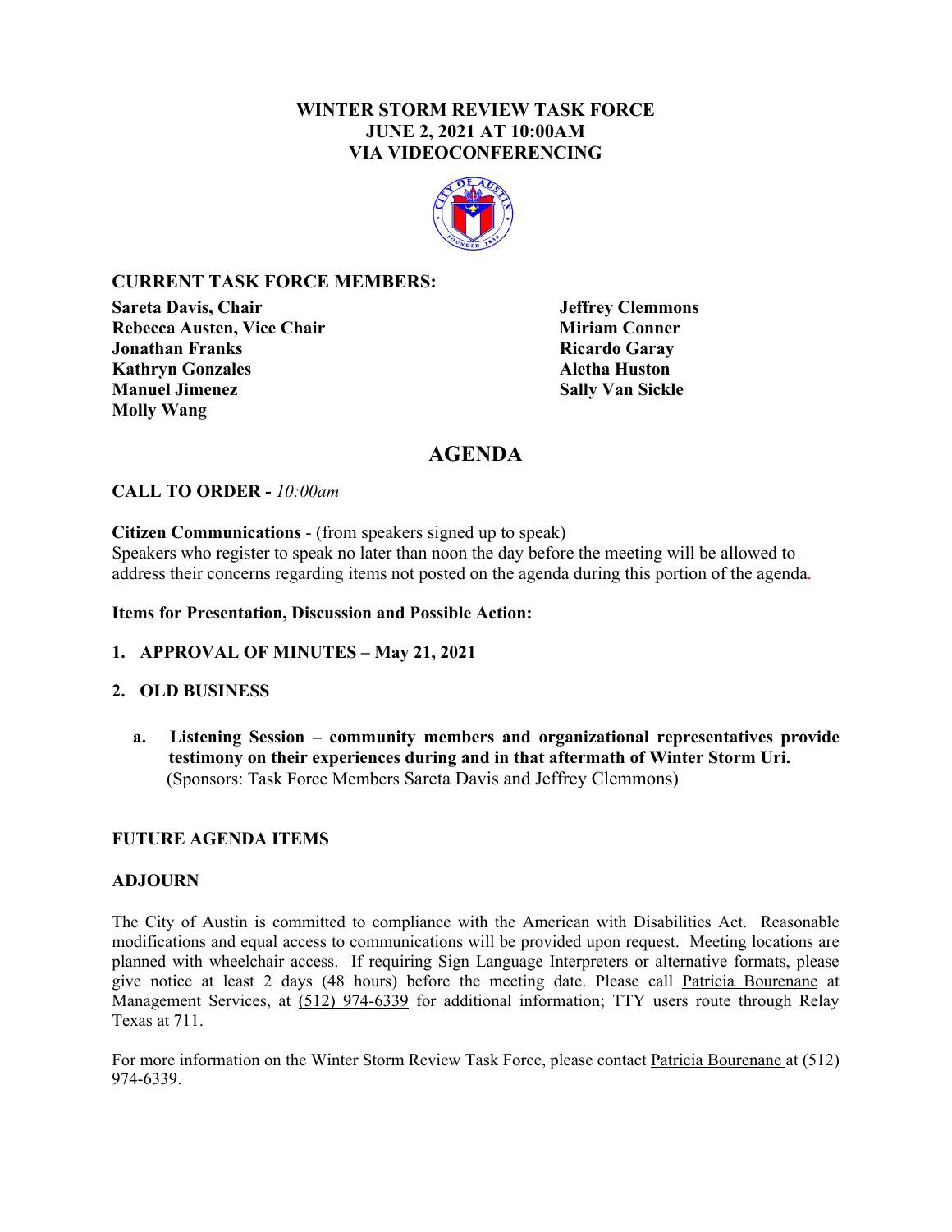# WINTER STORM REVIEW TASK FORCE
# JUNE 2, 2021 AT 10:00AM
# VIA VIDEOCONFERENCING

**CURRENT TASK FORCE MEMBERS:**

**Sareta Davis, Chair**
**Rebecca Austen, Vice Chair**
**Jonathan Franks**
**Kathryn Gonzales**
**Manuel Jimenez**
**Molly Wang**
**Jeffrey Clemmons**
**Miriam Conner**
**Ricardo Garay**
**Aletha Huston**
**Sally Van Sickle**

## AGENDA

**CALL TO ORDER -** *10:00am*

**Citizen Communications** - (from speakers signed up to speak)
Speakers who register to speak no later than noon the day before the meeting will be allowed to address their concerns regarding items not posted on the agenda during this portion of the agenda.

**Items for Presentation, Discussion and Possible Action:**

**1. APPROVAL OF MINUTES – May 21, 2021**

**2. OLD BUSINESS**

**a. Listening Session – community members and organizational representatives provide testimony on their experiences during and in that aftermath of Winter Storm Uri.**
(Sponsors: Task Force Members Sareta Davis and Jeffrey Clemmons)

**FUTURE AGENDA ITEMS**

**ADJOURN**

The City of Austin is committed to compliance with the American with Disabilities Act. Reasonable modifications and equal access to communications will be provided upon request. Meeting locations are planned with wheelchair access. If requiring Sign Language Interpreters or alternative formats, please give notice at least 2 days (48 hours) before the meeting date. Please call Patricia Bourenane at Management Services, at (512) 974-6339 for additional information; TTY users route through Relay Texas at 711.

For more information on the Winter Storm Review Task Force, please contact Patricia Bourenane at (512) 974-6339.